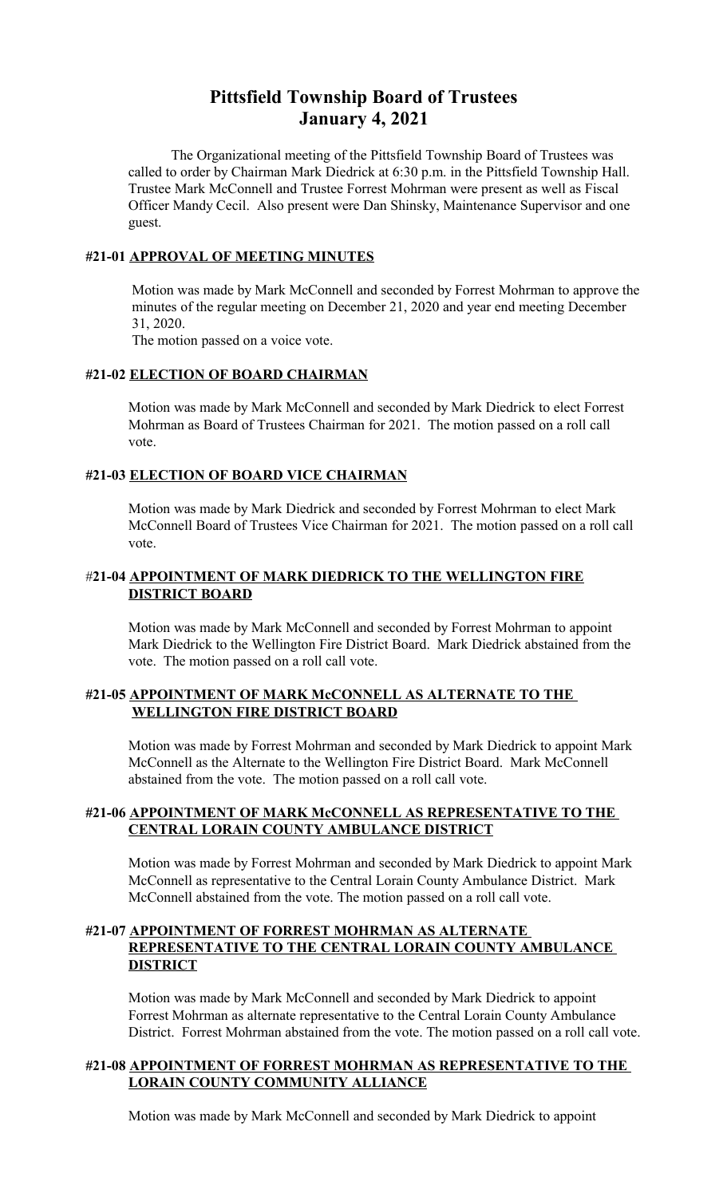# Pittsfield Township Board of Trustees
# January 4, 2021

The Organizational meeting of the Pittsfield Township Board of Trustees was called to order by Chairman Mark Diedrick at 6:30 p.m. in the Pittsfield Township Hall. Trustee Mark McConnell and Trustee Forrest Mohrman were present as well as Fiscal Officer Mandy Cecil. Also present were Dan Shinsky, Maintenance Supervisor and one guest.

### #21-01 APPROVAL OF MEETING MINUTES

Motion was made by Mark McConnell and seconded by Forrest Mohrman to approve the minutes of the regular meeting on December 21, 2020 and year end meeting December 31, 2020.
The motion passed on a voice vote.

### #21-02 ELECTION OF BOARD CHAIRMAN

Motion was made by Mark McConnell and seconded by Mark Diedrick to elect Forrest Mohrman as Board of Trustees Chairman for 2021. The motion passed on a roll call vote.

### #21-03 ELECTION OF BOARD VICE CHAIRMAN

Motion was made by Mark Diedrick and seconded by Forrest Mohrman to elect Mark McConnell Board of Trustees Vice Chairman for 2021. The motion passed on a roll call vote.

### #21-04 APPOINTMENT OF MARK DIEDRICK TO THE WELLINGTON FIRE DISTRICT BOARD

Motion was made by Mark McConnell and seconded by Forrest Mohrman to appoint Mark Diedrick to the Wellington Fire District Board. Mark Diedrick abstained from the vote. The motion passed on a roll call vote.

### #21-05 APPOINTMENT OF MARK McCONNELL AS ALTERNATE TO THE WELLINGTON FIRE DISTRICT BOARD

Motion was made by Forrest Mohrman and seconded by Mark Diedrick to appoint Mark McConnell as the Alternate to the Wellington Fire District Board. Mark McConnell abstained from the vote. The motion passed on a roll call vote.

### #21-06 APPOINTMENT OF MARK McCONNELL AS REPRESENTATIVE TO THE CENTRAL LORAIN COUNTY AMBULANCE DISTRICT

Motion was made by Forrest Mohrman and seconded by Mark Diedrick to appoint Mark McConnell as representative to the Central Lorain County Ambulance District. Mark McConnell abstained from the vote. The motion passed on a roll call vote.

### #21-07 APPOINTMENT OF FORREST MOHRMAN AS ALTERNATE REPRESENTATIVE TO THE CENTRAL LORAIN COUNTY AMBULANCE DISTRICT

Motion was made by Mark McConnell and seconded by Mark Diedrick to appoint Forrest Mohrman as alternate representative to the Central Lorain County Ambulance District. Forrest Mohrman abstained from the vote. The motion passed on a roll call vote.

### #21-08 APPOINTMENT OF FORREST MOHRMAN AS REPRESENTATIVE TO THE LORAIN COUNTY COMMUNITY ALLIANCE

Motion was made by Mark McConnell and seconded by Mark Diedrick to appoint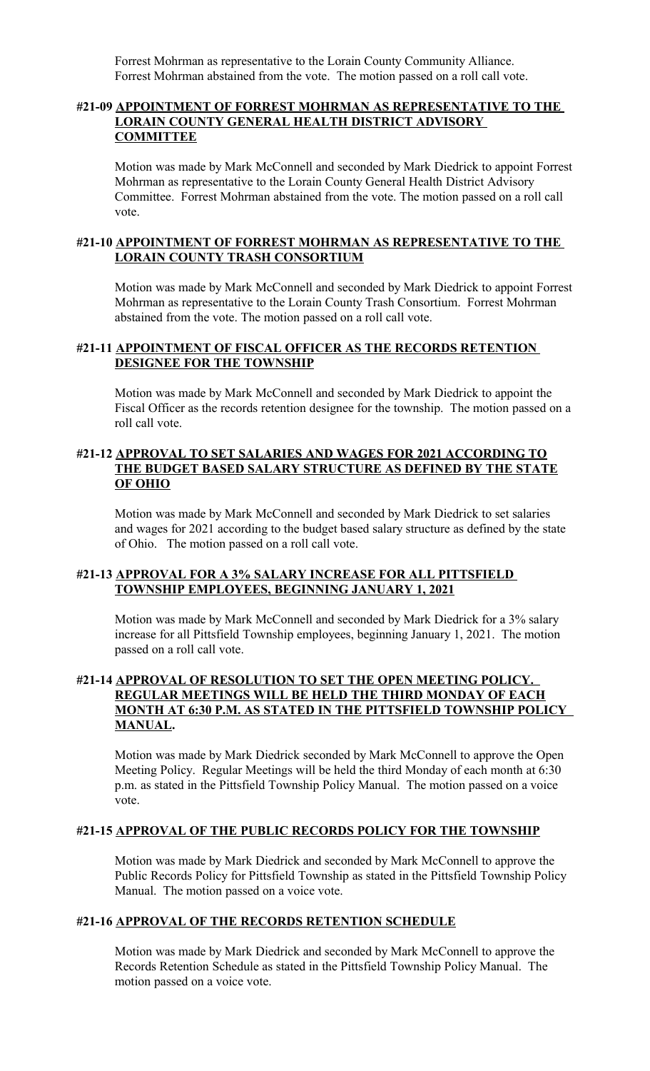Forrest Mohrman as representative to the Lorain County Community Alliance. Forrest Mohrman abstained from the vote. The motion passed on a roll call vote.

#### #21-09 **APPOINTMENT OF FORREST MOHRMAN AS REPRESENTATIVE TO THE LORAIN COUNTY GENERAL HEALTH DISTRICT ADVISORY COMMITTEE**

Motion was made by Mark McConnell and seconded by Mark Diedrick to appoint Forrest Mohrman as representative to the Lorain County General Health District Advisory Committee. Forrest Mohrman abstained from the vote. The motion passed on a roll call vote.

#### #21-10 **APPOINTMENT OF FORREST MOHRMAN AS REPRESENTATIVE TO THE LORAIN COUNTY TRASH CONSORTIUM**

Motion was made by Mark McConnell and seconded by Mark Diedrick to appoint Forrest Mohrman as representative to the Lorain County Trash Consortium. Forrest Mohrman abstained from the vote. The motion passed on a roll call vote.

#### #21-11 **APPOINTMENT OF FISCAL OFFICER AS THE RECORDS RETENTION DESIGNEE FOR THE TOWNSHIP**

Motion was made by Mark McConnell and seconded by Mark Diedrick to appoint the Fiscal Officer as the records retention designee for the township. The motion passed on a roll call vote.

#### #21-12 **APPROVAL TO SET SALARIES AND WAGES FOR 2021 ACCORDING TO THE BUDGET BASED SALARY STRUCTURE AS DEFINED BY THE STATE OF OHIO**

Motion was made by Mark McConnell and seconded by Mark Diedrick to set salaries and wages for 2021 according to the budget based salary structure as defined by the state of Ohio. The motion passed on a roll call vote.

#### #21-13 **APPROVAL FOR A 3% SALARY INCREASE FOR ALL PITTSFIELD TOWNSHIP EMPLOYEES, BEGINNING JANUARY 1, 2021**

Motion was made by Mark McConnell and seconded by Mark Diedrick for a 3% salary increase for all Pittsfield Township employees, beginning January 1, 2021. The motion passed on a roll call vote.

#### #21-14 **APPROVAL OF RESOLUTION TO SET THE OPEN MEETING POLICY. REGULAR MEETINGS WILL BE HELD THE THIRD MONDAY OF EACH MONTH AT 6:30 P.M. AS STATED IN THE PITTSFIELD TOWNSHIP POLICY MANUAL.**

Motion was made by Mark Diedrick seconded by Mark McConnell to approve the Open Meeting Policy. Regular Meetings will be held the third Monday of each month at 6:30 p.m. as stated in the Pittsfield Township Policy Manual. The motion passed on a voice vote.

#### #21-15 **APPROVAL OF THE PUBLIC RECORDS POLICY FOR THE TOWNSHIP**

Motion was made by Mark Diedrick and seconded by Mark McConnell to approve the Public Records Policy for Pittsfield Township as stated in the Pittsfield Township Policy Manual. The motion passed on a voice vote.

#### #21-16 **APPROVAL OF THE RECORDS RETENTION SCHEDULE**

Motion was made by Mark Diedrick and seconded by Mark McConnell to approve the Records Retention Schedule as stated in the Pittsfield Township Policy Manual. The motion passed on a voice vote.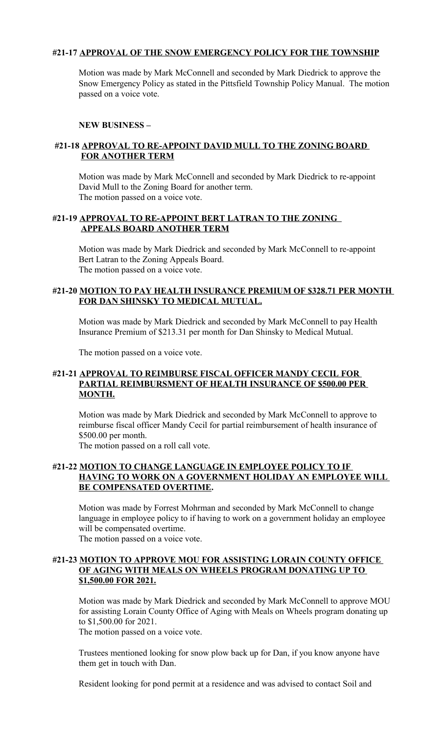**#21-17 <u>APPROVAL OF THE SNOW EMERGENCY POLICY FOR THE TOWNSHIP</u>**

Motion was made by Mark McConnell and seconded by Mark Diedrick to approve the Snow Emergency Policy as stated in the Pittsfield Township Policy Manual. The motion passed on a voice vote.

**NEW BUSINESS –**

**#21-18 <u>APPROVAL TO RE-APPOINT DAVID MULL TO THE ZONING BOARD FOR ANOTHER TERM</u>**

Motion was made by Mark McConnell and seconded by Mark Diedrick to re-appoint David Mull to the Zoning Board for another term.
The motion passed on a voice vote.

**#21-19 <u>APPROVAL TO RE-APPOINT BERT LATRAN TO THE ZONING APPEALS BOARD ANOTHER TERM</u>**

Motion was made by Mark Diedrick and seconded by Mark McConnell to re-appoint Bert Latran to the Zoning Appeals Board.
The motion passed on a voice vote.

**#21-20 <u>MOTION TO PAY HEALTH INSURANCE PREMIUM OF $328.71 PER MONTH FOR DAN SHINSKY TO MEDICAL MUTUAL.</u>**

Motion was made by Mark Diedrick and seconded by Mark McConnell to pay Health Insurance Premium of $213.31 per month for Dan Shinsky to Medical Mutual.

The motion passed on a voice vote.

**#21-21 <u>APPROVAL TO REIMBURSE FISCAL OFFICER MANDY CECIL FOR PARTIAL REIMBURSMENT OF HEALTH INSURANCE OF $500.00 PER MONTH.</u>**

Motion was made by Mark Diedrick and seconded by Mark McConnell to approve to reimburse fiscal officer Mandy Cecil for partial reimbursement of health insurance of $500.00 per month.
The motion passed on a roll call vote.

**#21-22 <u>MOTION TO CHANGE LANGUAGE IN EMPLOYEE POLICY TO IF HAVING TO WORK ON A GOVERNMENT HOLIDAY AN EMPLOYEE WILL BE COMPENSATED OVERTIME</u>.**

Motion was made by Forrest Mohrman and seconded by Mark McConnell to change language in employee policy to if having to work on a government holiday an employee will be compensated overtime.
The motion passed on a voice vote.

**#21-23 <u>MOTION TO APPROVE MOU FOR ASSISTING LORAIN COUNTY OFFICE OF AGING WITH MEALS ON WHEELS PROGRAM DONATING UP TO $1,500.00 FOR 2021.</u>**

Motion was made by Mark Diedrick and seconded by Mark McConnell to approve MOU for assisting Lorain County Office of Aging with Meals on Wheels program donating up to $1,500.00 for 2021.
The motion passed on a voice vote.

Trustees mentioned looking for snow plow back up for Dan, if you know anyone have them get in touch with Dan.

Resident looking for pond permit at a residence and was advised to contact Soil and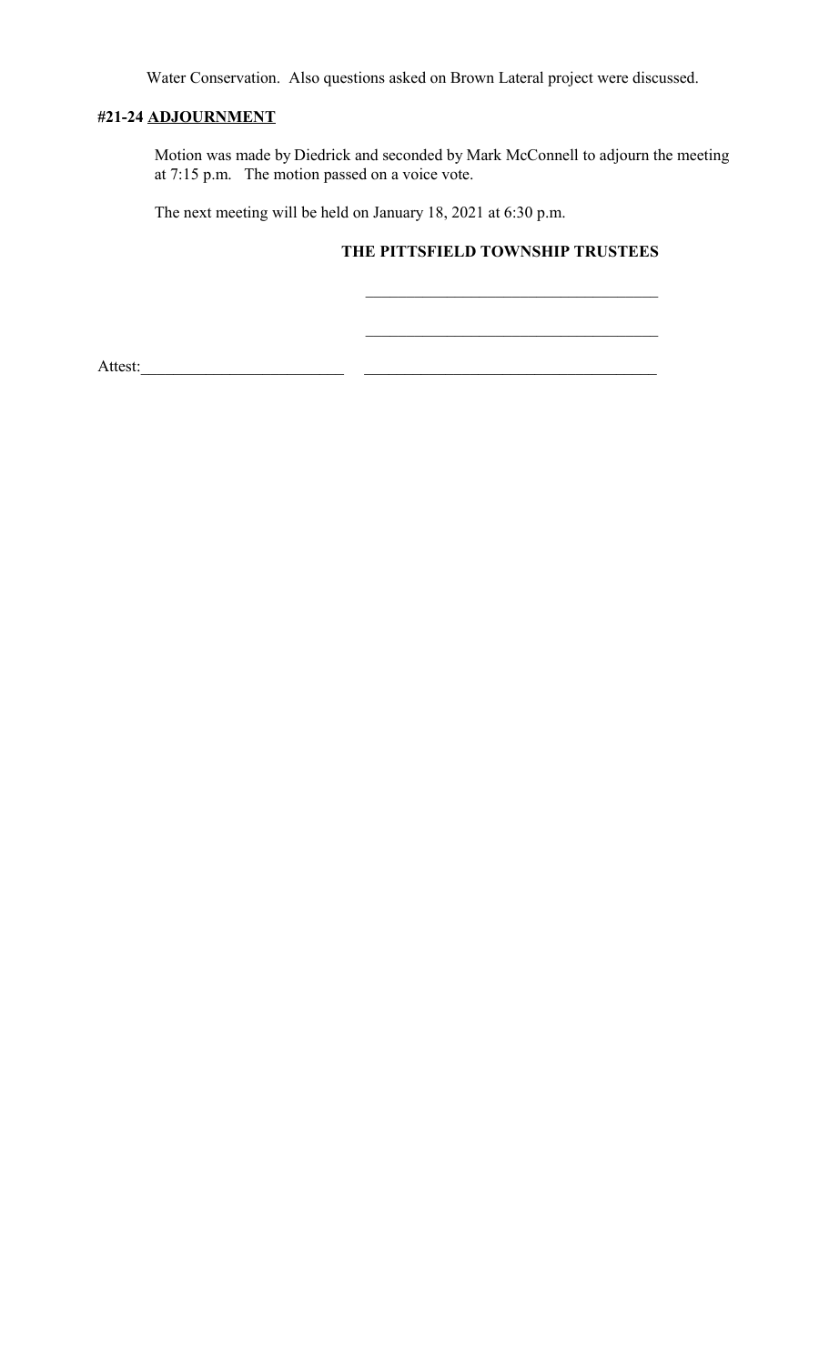Water Conservation. Also questions asked on Brown Lateral project were discussed.

**#21-24 ADJOURNMENT**

Motion was made by Diedrick and seconded by Mark McConnell to adjourn the meeting at 7:15 p.m. The motion passed on a voice vote.

The next meeting will be held on January 18, 2021 at 6:30 p.m.

**THE PITTSFIELD TOWNSHIP TRUSTEES**

\_\_\_\_\_\_\_\_\_\_\_\_\_\_\_\_\_\_\_\_\_\_\_\_\_\_\_\_\_\_\_\_\_\_\_

\_\_\_\_\_\_\_\_\_\_\_\_\_\_\_\_\_\_\_\_\_\_\_\_\_\_\_\_\_\_\_\_\_\_\_

Attest:\_\_\_\_\_\_\_\_\_\_\_\_\_\_\_\_\_\_\_\_\_\_\_\_\_ \_\_\_\_\_\_\_\_\_\_\_\_\_\_\_\_\_\_\_\_\_\_\_\_\_\_\_\_\_\_\_\_\_\_\_